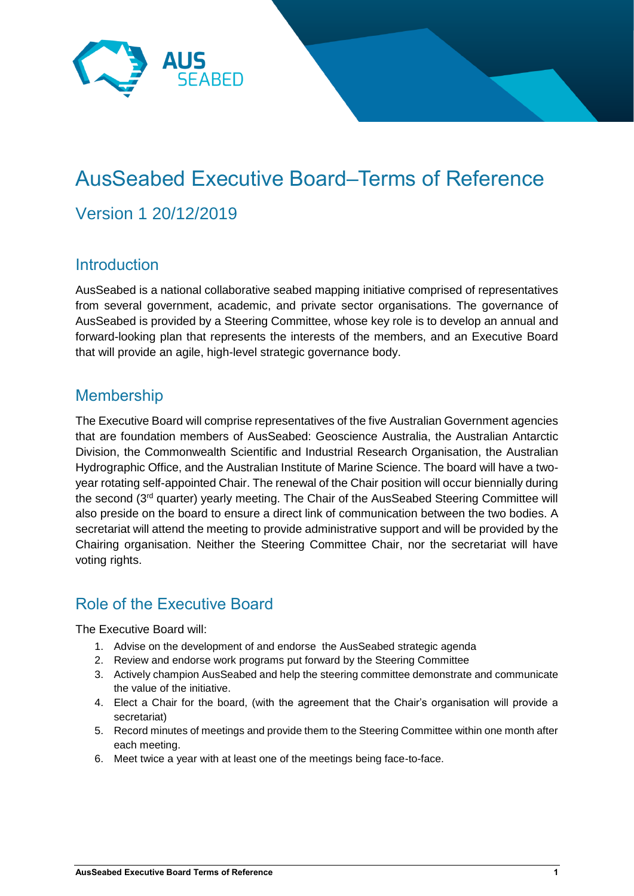# AusSeabed Executive Board–Terms of Reference

## Version 1 20/12/2019

## Introduction

AusSeabed is a national collaborative seabed mapping initiative comprised of representatives from several government, academic, and private sector organisations. The governance of AusSeabed is provided by a Steering Committee, whose key role is to develop an annual and forward-looking plan that represents the interests of the members, and an Executive Board that will provide an agile, high-level strategic governance body.

## Membership

The Executive Board will comprise representatives of the five Australian Government agencies that are foundation members of AusSeabed: Geoscience Australia, the Australian Antarctic Division, the Commonwealth Scientific and Industrial Research Organisation, the Australian Hydrographic Office, and the Australian Institute of Marine Science. The board will have a two-year rotating self-appointed Chair. The renewal of the Chair position will occur biennially during the second (3rd quarter) yearly meeting. The Chair of the AusSeabed Steering Committee will also preside on the board to ensure a direct link of communication between the two bodies. A secretariat will attend the meeting to provide administrative support and will be provided by the Chairing organisation. Neither the Steering Committee Chair, nor the secretariat will have voting rights.

## Role of the Executive Board

The Executive Board will:

1. Advise on the development of and endorse the AusSeabed strategic agenda
2. Review and endorse work programs put forward by the Steering Committee
3. Actively champion AusSeabed and help the steering committee demonstrate and communicate the value of the initiative.
4. Elect a Chair for the board, (with the agreement that the Chair's organisation will provide a secretariat)
5. Record minutes of meetings and provide them to the Steering Committee within one month after each meeting.
6. Meet twice a year with at least one of the meetings being face-to-face.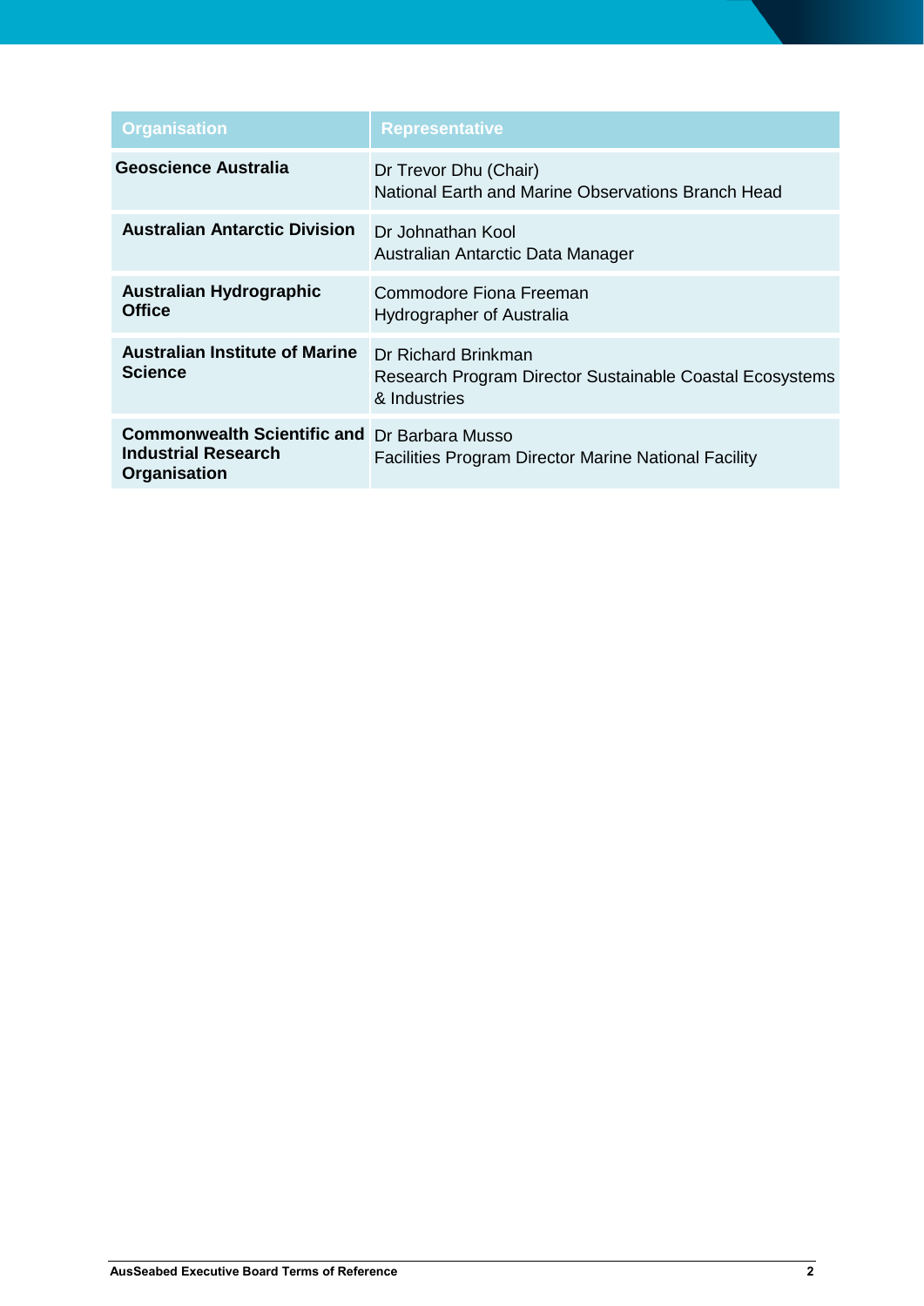| Organisation | Representative |
| --- | --- |
| **Geoscience Australia** | Dr Trevor Dhu (Chair)<br>National Earth and Marine Observations Branch Head |
| **Australian Antarctic Division** | Dr Johnathan Kool<br>Australian Antarctic Data Manager |
| **Australian Hydrographic Office** | Commodore Fiona Freeman<br>Hydrographer of Australia |
| **Australian Institute of Marine Science** | Dr Richard Brinkman<br>Research Program Director Sustainable Coastal Ecosystems & Industries |
| **Commonwealth Scientific and Industrial Research Organisation** | Dr Barbara Musso<br>Facilities Program Director Marine National Facility |